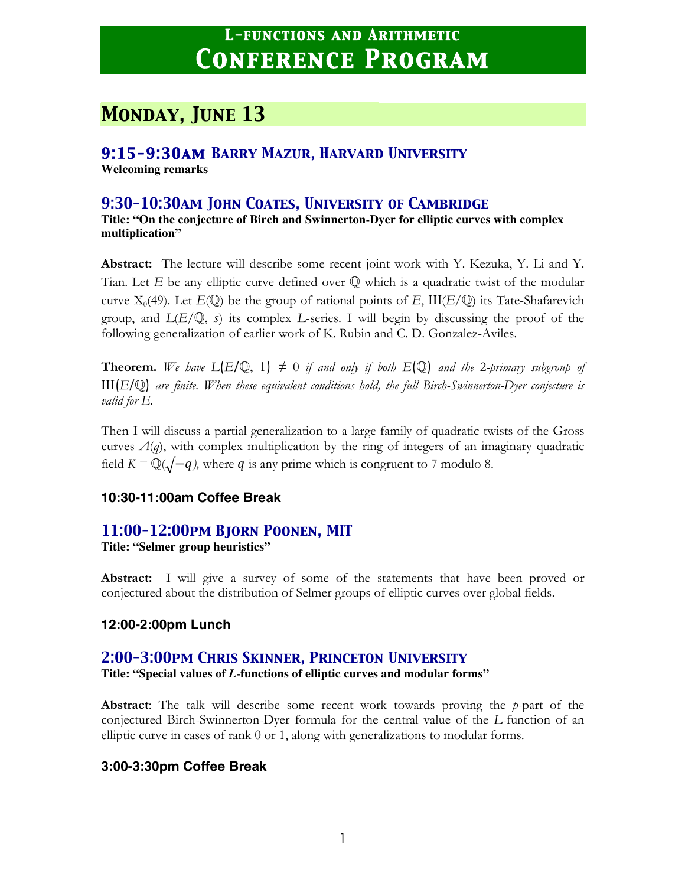# L-functions and Arithmetic
# Conference Program

## Monday, June 13

### 9:15-9:30am Barry Mazur, Harvard University

**Welcoming remarks**

### 9:30-10:30am John Coates, University of Cambridge

**Title: "On the conjecture of Birch and Swinnerton-Dyer for elliptic curves with complex multiplication"**

**Abstract:** The lecture will describe some recent joint work with Y. Kezuka, Y. Li and Y. Tian. Let $E$ be any elliptic curve defined over $\mathbb{Q}$ which is a quadratic twist of the modular curve $X_0(49)$. Let $E(\mathbb{Q})$ be the group of rational points of $E$, Ш$(E/\mathbb{Q})$ its Tate-Shafarevich group, and $L(E/\mathbb{Q}, s)$ its complex $L$-series. I will begin by discussing the proof of the following generalization of earlier work of K. Rubin and C. D. Gonzalez-Aviles.

**Theorem.** *We have* $L(E/\mathbb{Q}, 1) \neq 0$ *if and only if both* $E(\mathbb{Q})$ *and the 2-primary subgroup of* Ш$(E/\mathbb{Q})$ *are finite. When these equivalent conditions hold, the full Birch-Swinnerton-Dyer conjecture is valid for* $E$.

Then I will discuss a partial generalization to a large family of quadratic twists of the Gross curves $A(q)$, with complex multiplication by the ring of integers of an imaginary quadratic field $K = \mathbb{Q}(\sqrt{-q})$, where $q$ is any prime which is congruent to 7 modulo 8.

#### 10:30-11:00am Coffee Break

### 11:00-12:00pm Bjorn Poonen, MIT

**Title: "Selmer group heuristics"**

**Abstract:** I will give a survey of some of the statements that have been proved or conjectured about the distribution of Selmer groups of elliptic curves over global fields.

#### 12:00-2:00pm Lunch

### 2:00-3:00pm Chris Skinner, Princeton University

**Title: "Special values of *L*-functions of elliptic curves and modular forms"**

**Abstract**: The talk will describe some recent work towards proving the $p$-part of the conjectured Birch-Swinnerton-Dyer formula for the central value of the $L$-function of an elliptic curve in cases of rank 0 or 1, along with generalizations to modular forms.

#### 3:00-3:30pm Coffee Break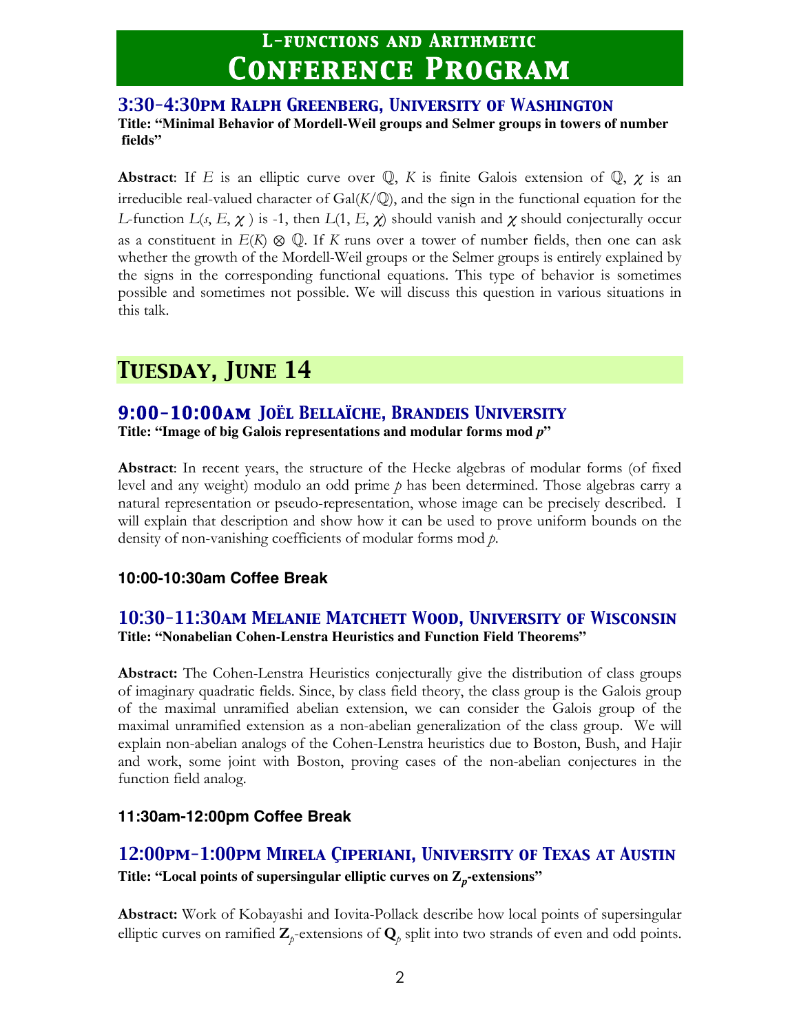# L-functions and Arithmetic
# Conference Program

### 3:30-4:30pm Ralph Greenberg, University of Washington

**Title: "Minimal Behavior of Mordell-Weil groups and Selmer groups in towers of number fields"**

**Abstract**: If $E$ is an elliptic curve over $\mathbb{Q}$, $K$ is finite Galois extension of $\mathbb{Q}$, $\chi$ is an irreducible real-valued character of $\mathrm{Gal}(K/\mathbb{Q})$, and the sign in the functional equation for the $L$-function $L(s, E, \chi)$ is -1, then $L(1, E, \chi)$ should vanish and $\chi$ should conjecturally occur as a constituent in $E(K) \otimes \mathbb{Q}$. If $K$ runs over a tower of number fields, then one can ask whether the growth of the Mordell-Weil groups or the Selmer groups is entirely explained by the signs in the corresponding functional equations. This type of behavior is sometimes possible and sometimes not possible. We will discuss this question in various situations in this talk.

## Tuesday, June 14

### 9:00-10:00am Joël Bellaïche, Brandeis University

**Title: "Image of big Galois representations and modular forms mod $p$"**

**Abstract**: In recent years, the structure of the Hecke algebras of modular forms (of fixed level and any weight) modulo an odd prime $p$ has been determined. Those algebras carry a natural representation or pseudo-representation, whose image can be precisely described. I will explain that description and show how it can be used to prove uniform bounds on the density of non-vanishing coefficients of modular forms mod $p$.

**10:00-10:30am Coffee Break**

### 10:30-11:30am Melanie Matchett Wood, University of Wisconsin

**Title: "Nonabelian Cohen-Lenstra Heuristics and Function Field Theorems"**

**Abstract:** The Cohen-Lenstra Heuristics conjecturally give the distribution of class groups of imaginary quadratic fields. Since, by class field theory, the class group is the Galois group of the maximal unramified abelian extension, we can consider the Galois group of the maximal unramified extension as a non-abelian generalization of the class group. We will explain non-abelian analogs of the Cohen-Lenstra heuristics due to Boston, Bush, and Hajir and work, some joint with Boston, proving cases of the non-abelian conjectures in the function field analog.

**11:30am-12:00pm Coffee Break**

### 12:00pm-1:00pm Mirela Çiperiani, University of Texas at Austin

**Title: "Local points of supersingular elliptic curves on $\mathbf{Z}_p$-extensions"**

**Abstract:** Work of Kobayashi and Iovita-Pollack describe how local points of supersingular elliptic curves on ramified $\mathbf{Z}_p$-extensions of $\mathbf{Q}_p$ split into two strands of even and odd points.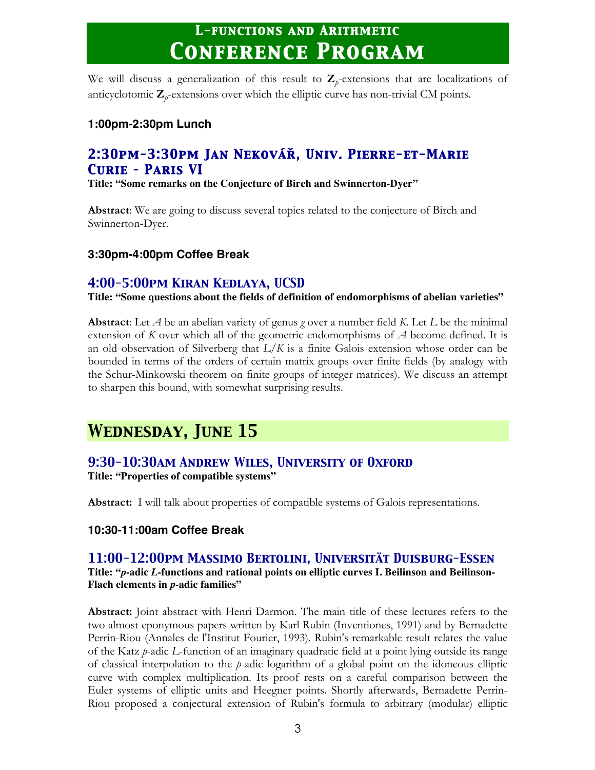# L-functions and Arithmetic
# Conference Program

We will discuss a generalization of this result to $\mathbf{Z}_p$-extensions that are localizations of anticyclotomic $\mathbf{Z}_p$-extensions over which the elliptic curve has non-trivial CM points.

### 1:00pm-2:30pm Lunch

## 2:30pm-3:30pm Jan Nekovář, Univ. Pierre-et-Marie Curie - Paris VI

**Title: "Some remarks on the Conjecture of Birch and Swinnerton-Dyer"**

**Abstract**: We are going to discuss several topics related to the conjecture of Birch and Swinnerton-Dyer.

### 3:30pm-4:00pm Coffee Break

## 4:00-5:00pm Kiran Kedlaya, UCSD

**Title: "Some questions about the fields of definition of endomorphisms of abelian varieties"**

**Abstract**: Let $A$ be an abelian variety of genus $g$ over a number field $K$. Let $L$ be the minimal extension of $K$ over which all of the geometric endomorphisms of $A$ become defined. It is an old observation of Silverberg that $L/K$ is a finite Galois extension whose order can be bounded in terms of the orders of certain matrix groups over finite fields (by analogy with the Schur-Minkowski theorem on finite groups of integer matrices). We discuss an attempt to sharpen this bound, with somewhat surprising results.

# Wednesday, June 15

## 9:30-10:30am Andrew Wiles, University of Oxford

**Title: "Properties of compatible systems"**

**Abstract:** I will talk about properties of compatible systems of Galois representations.

### 10:30-11:00am Coffee Break

## 11:00-12:00pm Massimo Bertolini, Universität Duisburg-Essen

**Title: "*p*-adic *L*-functions and rational points on elliptic curves I. Beilinson and Beilinson-Flach elements in *p*-adic families"**

**Abstract:** Joint abstract with Henri Darmon. The main title of these lectures refers to the two almost eponymous papers written by Karl Rubin (Inventiones, 1991) and by Bernadette Perrin-Riou (Annales de l'Institut Fourier, 1993). Rubin's remarkable result relates the value of the Katz $p$-adic $L$-function of an imaginary quadratic field at a point lying outside its range of classical interpolation to the $p$-adic logarithm of a global point on the idoneous elliptic curve with complex multiplication. Its proof rests on a careful comparison between the Euler systems of elliptic units and Heegner points. Shortly afterwards, Bernadette Perrin-Riou proposed a conjectural extension of Rubin's formula to arbitrary (modular) elliptic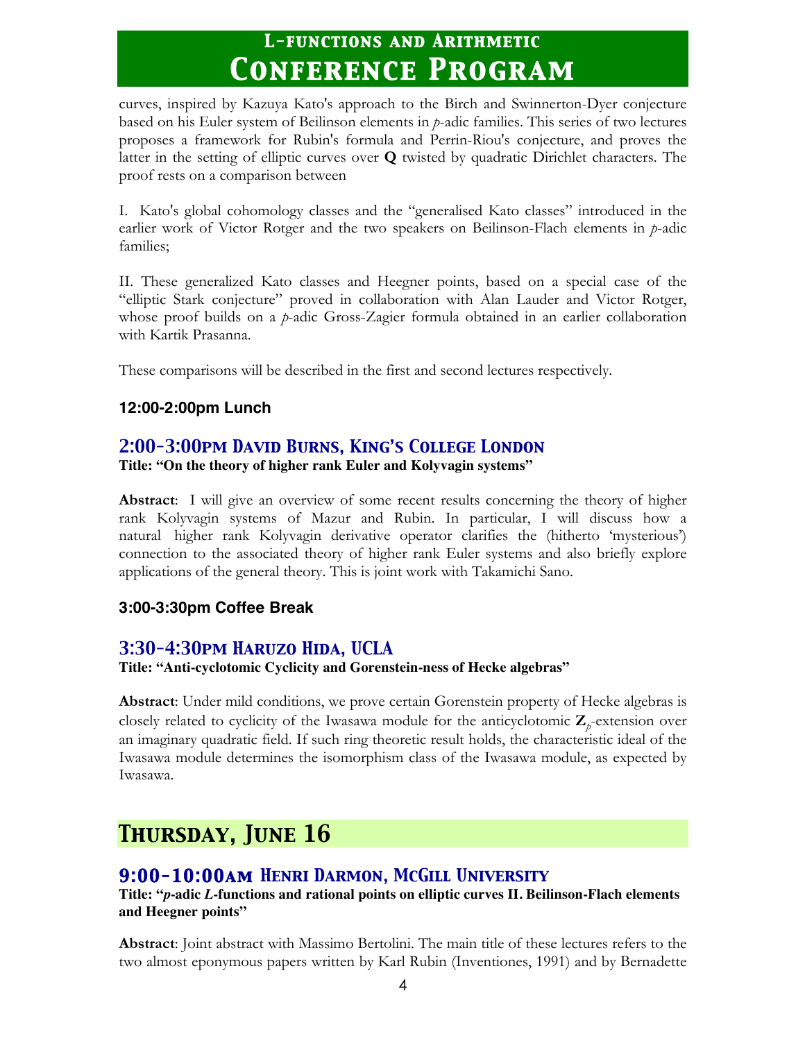curves, inspired by Kazuya Kato's approach to the Birch and Swinnerton-Dyer conjecture based on his Euler system of Beilinson elements in *p*-adic families. This series of two lectures proposes a framework for Rubin's formula and Perrin-Riou's conjecture, and proves the latter in the setting of elliptic curves over **Q** twisted by quadratic Dirichlet characters. The proof rests on a comparison between

I. Kato's global cohomology classes and the "generalised Kato classes" introduced in the earlier work of Victor Rotger and the two speakers on Beilinson-Flach elements in *p*-adic families;

II. These generalized Kato classes and Heegner points, based on a special case of the "elliptic Stark conjecture" proved in collaboration with Alan Lauder and Victor Rotger, whose proof builds on a *p*-adic Gross-Zagier formula obtained in an earlier collaboration with Kartik Prasanna.

These comparisons will be described in the first and second lectures respectively.

### 12:00-2:00pm Lunch

## 2:00-3:00pm David Burns, King's College London

**Title: "On the theory of higher rank Euler and Kolyvagin systems"**

**Abstract**: I will give an overview of some recent results concerning the theory of higher rank Kolyvagin systems of Mazur and Rubin. In particular, I will discuss how a natural higher rank Kolyvagin derivative operator clarifies the (hitherto 'mysterious') connection to the associated theory of higher rank Euler systems and also briefly explore applications of the general theory. This is joint work with Takamichi Sano.

### 3:00-3:30pm Coffee Break

## 3:30-4:30pm Haruzo Hida, UCLA

**Title: "Anti-cyclotomic Cyclicity and Gorenstein-ness of Hecke algebras"**

**Abstract**: Under mild conditions, we prove certain Gorenstein property of Hecke algebras is closely related to cyclicity of the Iwasawa module for the anticyclotomic $\mathbf{Z}_p$-extension over an imaginary quadratic field. If such ring theoretic result holds, the characteristic ideal of the Iwasawa module determines the isomorphism class of the Iwasawa module, as expected by Iwasawa.

# Thursday, June 16

## 9:00-10:00am Henri Darmon, McGill University

**Title: "*p*-adic *L*-functions and rational points on elliptic curves II. Beilinson-Flach elements and Heegner points"**

**Abstract**: Joint abstract with Massimo Bertolini. The main title of these lectures refers to the two almost eponymous papers written by Karl Rubin (Inventiones, 1991) and by Bernadette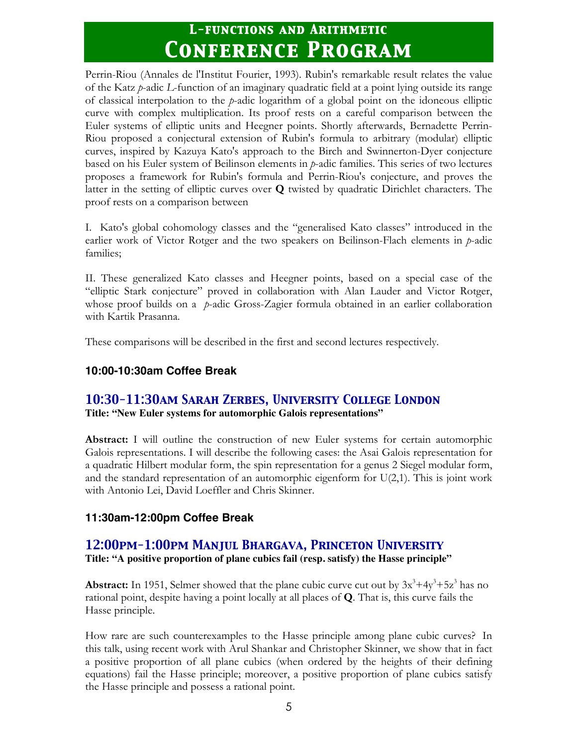Perrin-Riou (Annales de l'Institut Fourier, 1993). Rubin's remarkable result relates the value of the Katz $p$-adic $L$-function of an imaginary quadratic field at a point lying outside its range of classical interpolation to the $p$-adic logarithm of a global point on the idoneous elliptic curve with complex multiplication. Its proof rests on a careful comparison between the Euler systems of elliptic units and Heegner points. Shortly afterwards, Bernadette Perrin-Riou proposed a conjectural extension of Rubin's formula to arbitrary (modular) elliptic curves, inspired by Kazuya Kato's approach to the Birch and Swinnerton-Dyer conjecture based on his Euler system of Beilinson elements in $p$-adic families. This series of two lectures proposes a framework for Rubin's formula and Perrin-Riou's conjecture, and proves the latter in the setting of elliptic curves over **Q** twisted by quadratic Dirichlet characters. The proof rests on a comparison between

I. Kato's global cohomology classes and the "generalised Kato classes" introduced in the earlier work of Victor Rotger and the two speakers on Beilinson-Flach elements in $p$-adic families;

II. These generalized Kato classes and Heegner points, based on a special case of the "elliptic Stark conjecture" proved in collaboration with Alan Lauder and Victor Rotger, whose proof builds on a $p$-adic Gross-Zagier formula obtained in an earlier collaboration with Kartik Prasanna.

These comparisons will be described in the first and second lectures respectively.

### 10:00-10:30am Coffee Break

## 10:30-11:30am Sarah Zerbes, University College London

**Title: "New Euler systems for automorphic Galois representations"**

**Abstract:** I will outline the construction of new Euler systems for certain automorphic Galois representations. I will describe the following cases: the Asai Galois representation for a quadratic Hilbert modular form, the spin representation for a genus 2 Siegel modular form, and the standard representation of an automorphic eigenform for U(2,1). This is joint work with Antonio Lei, David Loeffler and Chris Skinner.

### 11:30am-12:00pm Coffee Break

## 12:00pm-1:00pm Manjul Bhargava, Princeton University

**Title: "A positive proportion of plane cubics fail (resp. satisfy) the Hasse principle"**

**Abstract:** In 1951, Selmer showed that the plane cubic curve cut out by $3x^3+4y^3+5z^3$ has no rational point, despite having a point locally at all places of **Q**. That is, this curve fails the Hasse principle.

How rare are such counterexamples to the Hasse principle among plane cubic curves? In this talk, using recent work with Arul Shankar and Christopher Skinner, we show that in fact a positive proportion of all plane cubics (when ordered by the heights of their defining equations) fail the Hasse principle; moreover, a positive proportion of plane cubics satisfy the Hasse principle and possess a rational point.